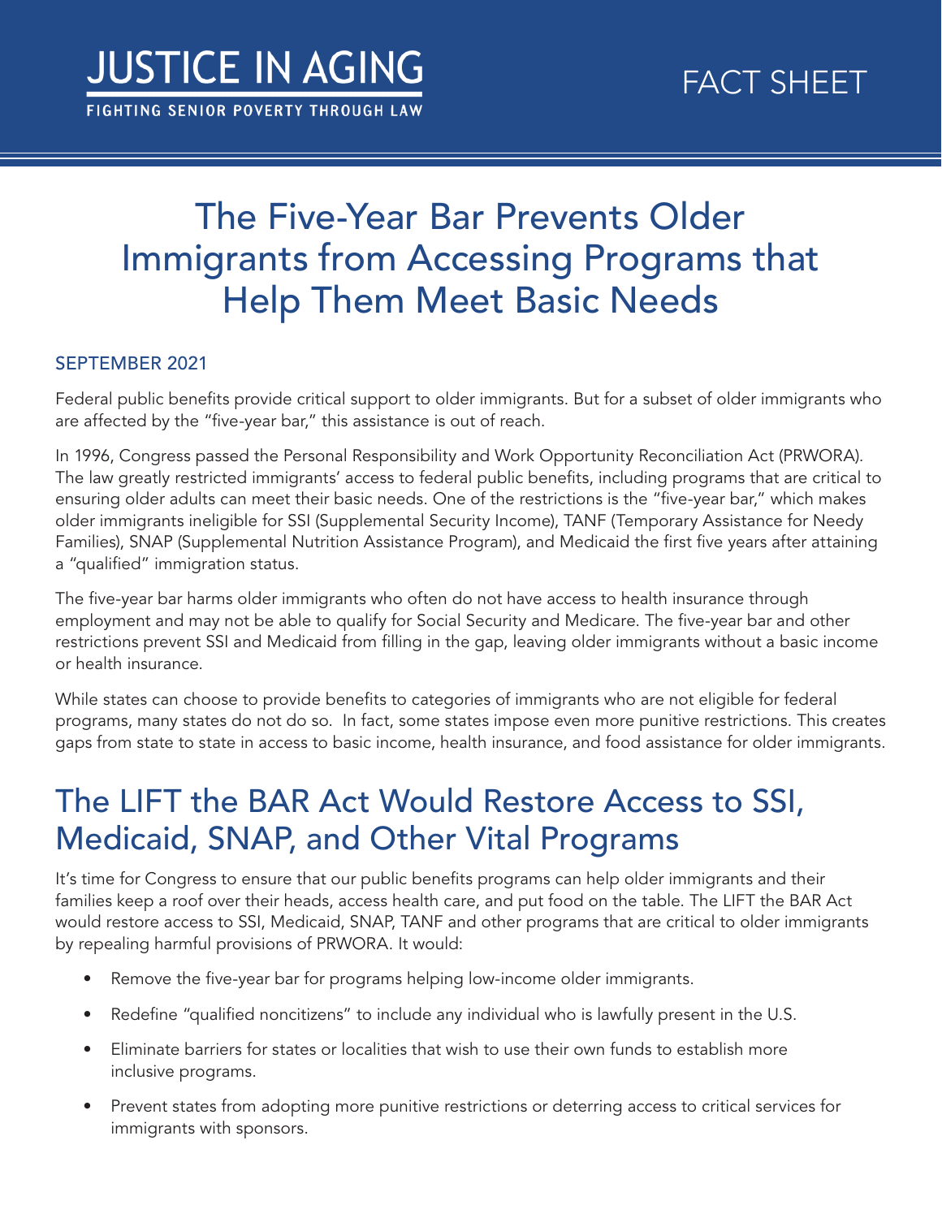JUSTICE IN AGING

FIGHTING SENIOR POVERTY THROUGH LAW

FACT SHEET

# The Five-Year Bar Prevents Older Immigrants from Accessing Programs that Help Them Meet Basic Needs

SEPTEMBER 2021

Federal public benefits provide critical support to older immigrants. But for a subset of older immigrants who are affected by the "five-year bar," this assistance is out of reach.

In 1996, Congress passed the Personal Responsibility and Work Opportunity Reconciliation Act (PRWORA). The law greatly restricted immigrants' access to federal public benefits, including programs that are critical to ensuring older adults can meet their basic needs. One of the restrictions is the "five-year bar," which makes older immigrants ineligible for SSI (Supplemental Security Income), TANF (Temporary Assistance for Needy Families), SNAP (Supplemental Nutrition Assistance Program), and Medicaid the first five years after attaining a "qualified" immigration status.

The five-year bar harms older immigrants who often do not have access to health insurance through employment and may not be able to qualify for Social Security and Medicare. The five-year bar and other restrictions prevent SSI and Medicaid from filling in the gap, leaving older immigrants without a basic income or health insurance.

While states can choose to provide benefits to categories of immigrants who are not eligible for federal programs, many states do not do so. In fact, some states impose even more punitive restrictions. This creates gaps from state to state in access to basic income, health insurance, and food assistance for older immigrants.

## The LIFT the BAR Act Would Restore Access to SSI, Medicaid, SNAP, and Other Vital Programs

It's time for Congress to ensure that our public benefits programs can help older immigrants and their families keep a roof over their heads, access health care, and put food on the table. The LIFT the BAR Act would restore access to SSI, Medicaid, SNAP, TANF and other programs that are critical to older immigrants by repealing harmful provisions of PRWORA. It would:

- Remove the five-year bar for programs helping low-income older immigrants.
- Redefine "qualified noncitizens" to include any individual who is lawfully present in the U.S.
- Eliminate barriers for states or localities that wish to use their own funds to establish more inclusive programs.
- Prevent states from adopting more punitive restrictions or deterring access to critical services for immigrants with sponsors.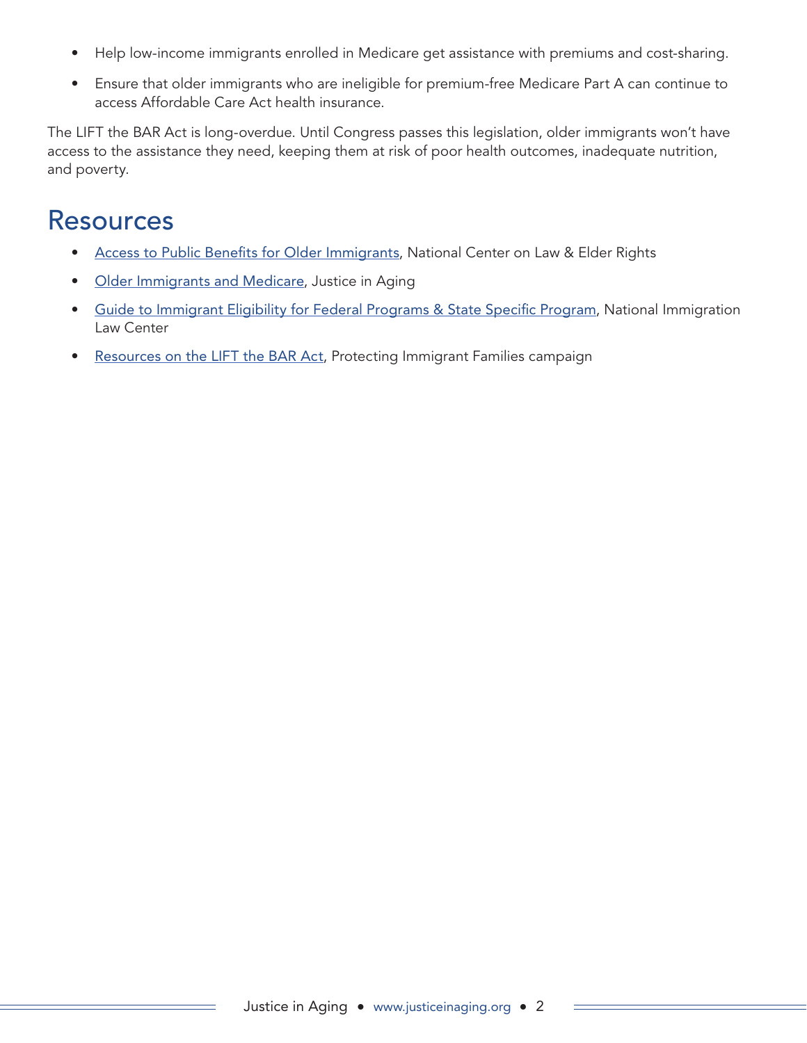- Help low-income immigrants enrolled in Medicare get assistance with premiums and cost-sharing.
- Ensure that older immigrants who are ineligible for premium-free Medicare Part A can continue to access Affordable Care Act health insurance.

The LIFT the BAR Act is long-overdue. Until Congress passes this legislation, older immigrants won't have access to the assistance they need, keeping them at risk of poor health outcomes, inadequate nutrition, and poverty.

## Resources

- Access to Public Benefits for Older Immigrants, National Center on Law & Elder Rights
- Older Immigrants and Medicare, Justice in Aging
- Guide to Immigrant Eligibility for Federal Programs & State Specific Program, National Immigration Law Center
- Resources on the LIFT the BAR Act, Protecting Immigrant Families campaign